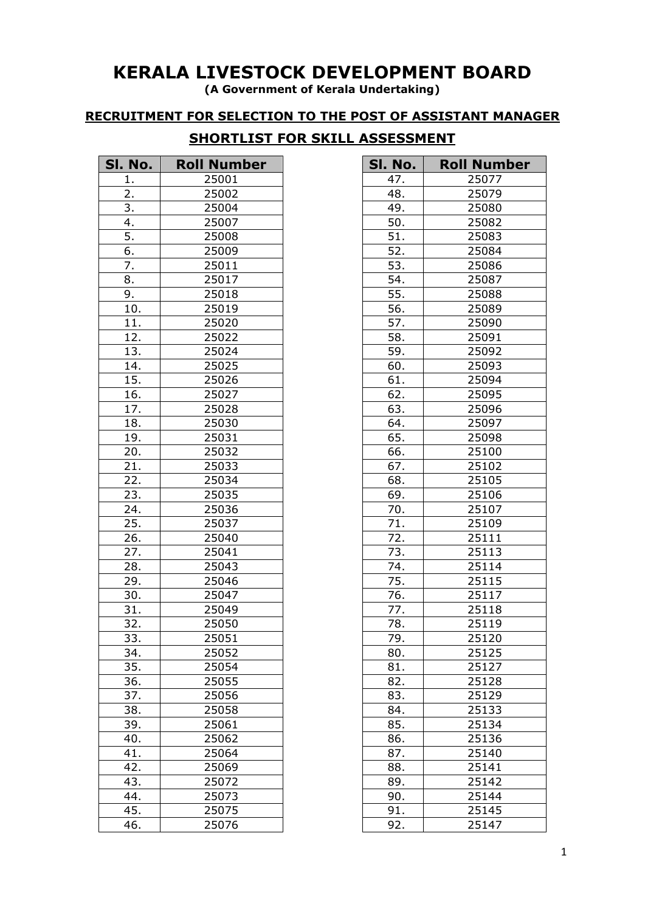# KERALA LIVESTOCK DEVELOPMENT BOARD

**(A Government of Kerala Undertaking)**

## RECRUITMENT FOR SELECTION TO THE POST OF ASSISTANT MANAGER

## SHORTLIST FOR SKILL ASSESSMENT

| Sl. No. | Roll Number |
|---|---|
| 1. | 25001 |
| 2. | 25002 |
| 3. | 25004 |
| 4. | 25007 |
| 5. | 25008 |
| 6. | 25009 |
| 7. | 25011 |
| 8. | 25017 |
| 9. | 25018 |
| 10. | 25019 |
| 11. | 25020 |
| 12. | 25022 |
| 13. | 25024 |
| 14. | 25025 |
| 15. | 25026 |
| 16. | 25027 |
| 17. | 25028 |
| 18. | 25030 |
| 19. | 25031 |
| 20. | 25032 |
| 21. | 25033 |
| 22. | 25034 |
| 23. | 25035 |
| 24. | 25036 |
| 25. | 25037 |
| 26. | 25040 |
| 27. | 25041 |
| 28. | 25043 |
| 29. | 25046 |
| 30. | 25047 |
| 31. | 25049 |
| 32. | 25050 |
| 33. | 25051 |
| 34. | 25052 |
| 35. | 25054 |
| 36. | 25055 |
| 37. | 25056 |
| 38. | 25058 |
| 39. | 25061 |
| 40. | 25062 |
| 41. | 25064 |
| 42. | 25069 |
| 43. | 25072 |
| 44. | 25073 |
| 45. | 25075 |
| 46. | 25076 |
| 47. | 25077 |
| 48. | 25079 |
| 49. | 25080 |
| 50. | 25082 |
| 51. | 25083 |
| 52. | 25084 |
| 53. | 25086 |
| 54. | 25087 |
| 55. | 25088 |
| 56. | 25089 |
| 57. | 25090 |
| 58. | 25091 |
| 59. | 25092 |
| 60. | 25093 |
| 61. | 25094 |
| 62. | 25095 |
| 63. | 25096 |
| 64. | 25097 |
| 65. | 25098 |
| 66. | 25100 |
| 67. | 25102 |
| 68. | 25105 |
| 69. | 25106 |
| 70. | 25107 |
| 71. | 25109 |
| 72. | 25111 |
| 73. | 25113 |
| 74. | 25114 |
| 75. | 25115 |
| 76. | 25117 |
| 77. | 25118 |
| 78. | 25119 |
| 79. | 25120 |
| 80. | 25125 |
| 81. | 25127 |
| 82. | 25128 |
| 83. | 25129 |
| 84. | 25133 |
| 85. | 25134 |
| 86. | 25136 |
| 87. | 25140 |
| 88. | 25141 |
| 89. | 25142 |
| 90. | 25144 |
| 91. | 25145 |
| 92. | 25147 |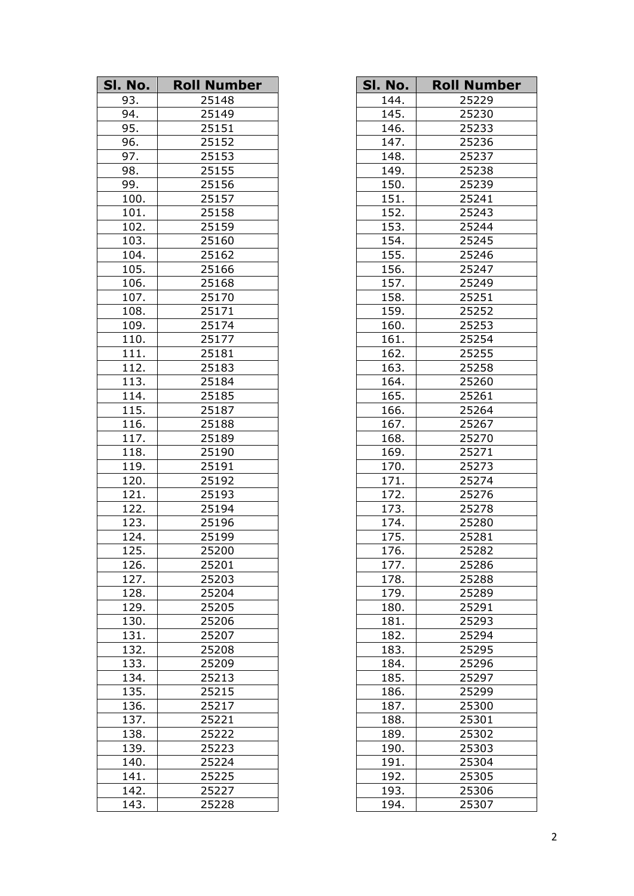| Sl. No. | Roll Number |
|---|---|
| 93. | 25148 |
| 94. | 25149 |
| 95. | 25151 |
| 96. | 25152 |
| 97. | 25153 |
| 98. | 25155 |
| 99. | 25156 |
| 100. | 25157 |
| 101. | 25158 |
| 102. | 25159 |
| 103. | 25160 |
| 104. | 25162 |
| 105. | 25166 |
| 106. | 25168 |
| 107. | 25170 |
| 108. | 25171 |
| 109. | 25174 |
| 110. | 25177 |
| 111. | 25181 |
| 112. | 25183 |
| 113. | 25184 |
| 114. | 25185 |
| 115. | 25187 |
| 116. | 25188 |
| 117. | 25189 |
| 118. | 25190 |
| 119. | 25191 |
| 120. | 25192 |
| 121. | 25193 |
| 122. | 25194 |
| 123. | 25196 |
| 124. | 25199 |
| 125. | 25200 |
| 126. | 25201 |
| 127. | 25203 |
| 128. | 25204 |
| 129. | 25205 |
| 130. | 25206 |
| 131. | 25207 |
| 132. | 25208 |
| 133. | 25209 |
| 134. | 25213 |
| 135. | 25215 |
| 136. | 25217 |
| 137. | 25221 |
| 138. | 25222 |
| 139. | 25223 |
| 140. | 25224 |
| 141. | 25225 |
| 142. | 25227 |
| 143. | 25228 |

| Sl. No. | Roll Number |
|---|---|
| 144. | 25229 |
| 145. | 25230 |
| 146. | 25233 |
| 147. | 25236 |
| 148. | 25237 |
| 149. | 25238 |
| 150. | 25239 |
| 151. | 25241 |
| 152. | 25243 |
| 153. | 25244 |
| 154. | 25245 |
| 155. | 25246 |
| 156. | 25247 |
| 157. | 25249 |
| 158. | 25251 |
| 159. | 25252 |
| 160. | 25253 |
| 161. | 25254 |
| 162. | 25255 |
| 163. | 25258 |
| 164. | 25260 |
| 165. | 25261 |
| 166. | 25264 |
| 167. | 25267 |
| 168. | 25270 |
| 169. | 25271 |
| 170. | 25273 |
| 171. | 25274 |
| 172. | 25276 |
| 173. | 25278 |
| 174. | 25280 |
| 175. | 25281 |
| 176. | 25282 |
| 177. | 25286 |
| 178. | 25288 |
| 179. | 25289 |
| 180. | 25291 |
| 181. | 25293 |
| 182. | 25294 |
| 183. | 25295 |
| 184. | 25296 |
| 185. | 25297 |
| 186. | 25299 |
| 187. | 25300 |
| 188. | 25301 |
| 189. | 25302 |
| 190. | 25303 |
| 191. | 25304 |
| 192. | 25305 |
| 193. | 25306 |
| 194. | 25307 |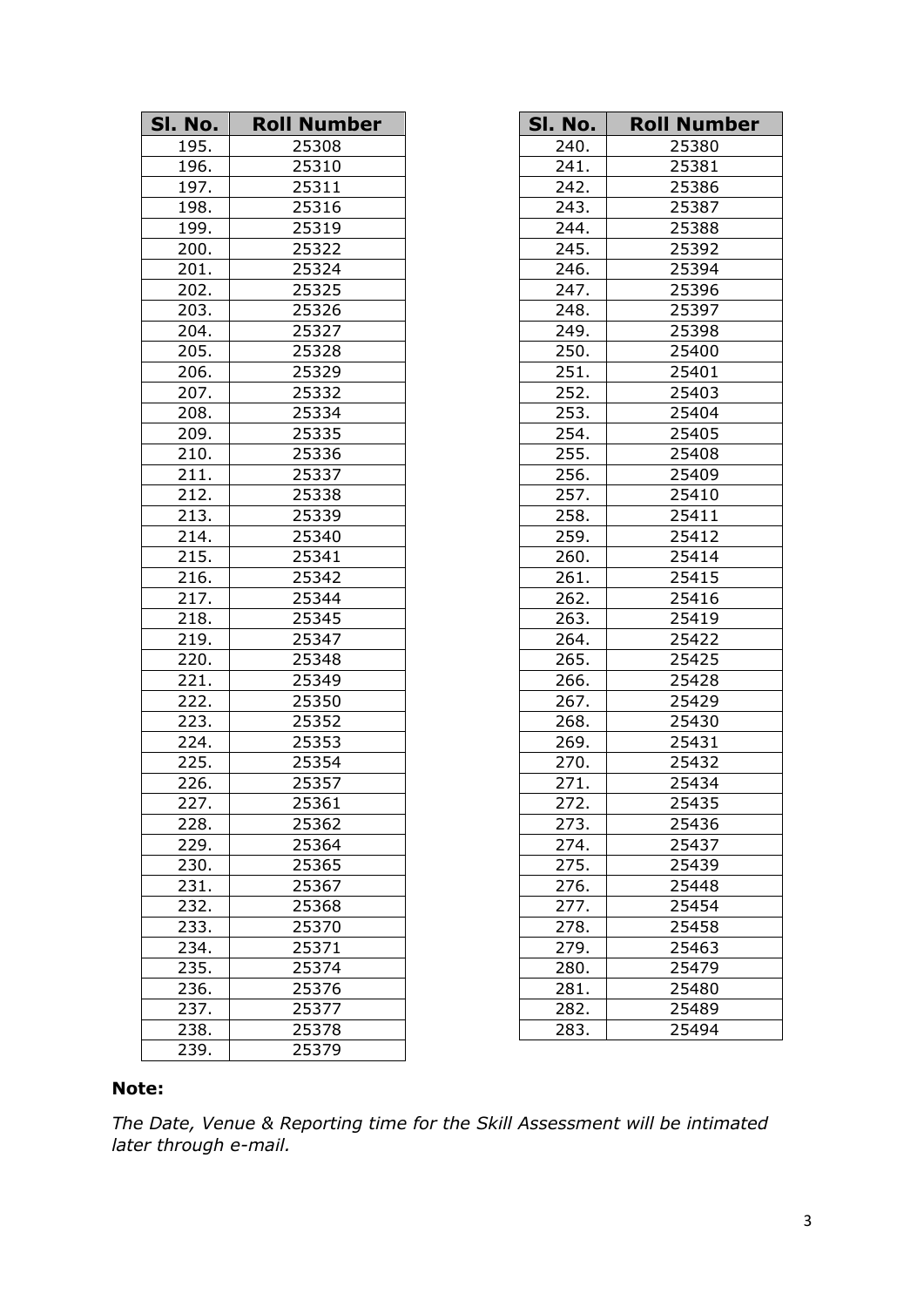| Sl. No. | Roll Number |
| --- | --- |
| 195. | 25308 |
| 196. | 25310 |
| 197. | 25311 |
| 198. | 25316 |
| 199. | 25319 |
| 200. | 25322 |
| 201. | 25324 |
| 202. | 25325 |
| 203. | 25326 |
| 204. | 25327 |
| 205. | 25328 |
| 206. | 25329 |
| 207. | 25332 |
| 208. | 25334 |
| 209. | 25335 |
| 210. | 25336 |
| 211. | 25337 |
| 212. | 25338 |
| 213. | 25339 |
| 214. | 25340 |
| 215. | 25341 |
| 216. | 25342 |
| 217. | 25344 |
| 218. | 25345 |
| 219. | 25347 |
| 220. | 25348 |
| 221. | 25349 |
| 222. | 25350 |
| 223. | 25352 |
| 224. | 25353 |
| 225. | 25354 |
| 226. | 25357 |
| 227. | 25361 |
| 228. | 25362 |
| 229. | 25364 |
| 230. | 25365 |
| 231. | 25367 |
| 232. | 25368 |
| 233. | 25370 |
| 234. | 25371 |
| 235. | 25374 |
| 236. | 25376 |
| 237. | 25377 |
| 238. | 25378 |
| 239. | 25379 |

| Sl. No. | Roll Number |
| --- | --- |
| 240. | 25380 |
| 241. | 25381 |
| 242. | 25386 |
| 243. | 25387 |
| 244. | 25388 |
| 245. | 25392 |
| 246. | 25394 |
| 247. | 25396 |
| 248. | 25397 |
| 249. | 25398 |
| 250. | 25400 |
| 251. | 25401 |
| 252. | 25403 |
| 253. | 25404 |
| 254. | 25405 |
| 255. | 25408 |
| 256. | 25409 |
| 257. | 25410 |
| 258. | 25411 |
| 259. | 25412 |
| 260. | 25414 |
| 261. | 25415 |
| 262. | 25416 |
| 263. | 25419 |
| 264. | 25422 |
| 265. | 25425 |
| 266. | 25428 |
| 267. | 25429 |
| 268. | 25430 |
| 269. | 25431 |
| 270. | 25432 |
| 271. | 25434 |
| 272. | 25435 |
| 273. | 25436 |
| 274. | 25437 |
| 275. | 25439 |
| 276. | 25448 |
| 277. | 25454 |
| 278. | 25458 |
| 279. | 25463 |
| 280. | 25479 |
| 281. | 25480 |
| 282. | 25489 |
| 283. | 25494 |

**Note:**

*The Date, Venue & Reporting time for the Skill Assessment will be intimated later through e-mail.*